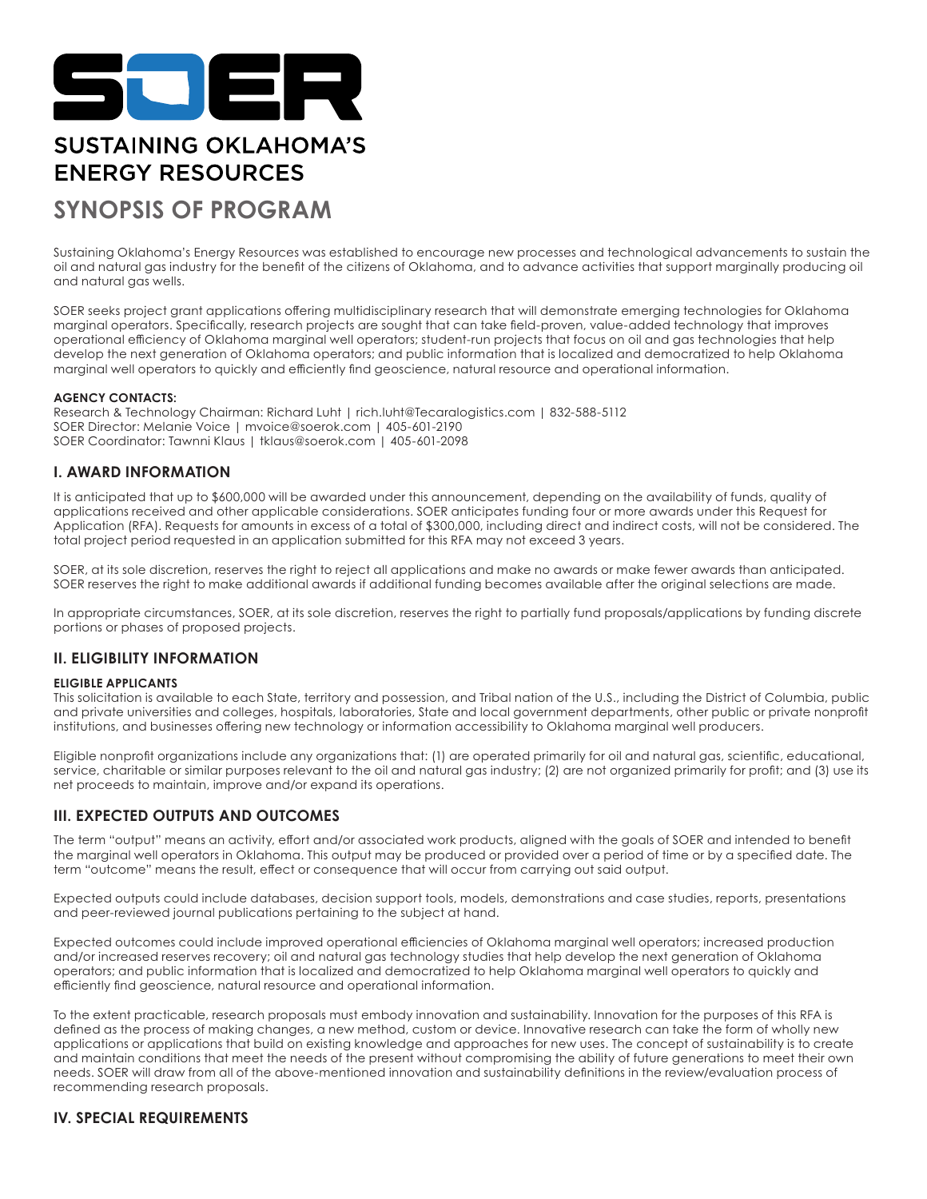# SOER

## SUSTAINING OKLAHOMA'S ENERGY RESOURCES

# SYNOPSIS OF PROGRAM

Sustaining Oklahoma's Energy Resources was established to encourage new processes and technological advancements to sustain the oil and natural gas industry for the benefit of the citizens of Oklahoma, and to advance activities that support marginally producing oil and natural gas wells.

SOER seeks project grant applications offering multidisciplinary research that will demonstrate emerging technologies for Oklahoma marginal operators. Specifically, research projects are sought that can take field-proven, value-added technology that improves operational efficiency of Oklahoma marginal well operators; student-run projects that focus on oil and gas technologies that help develop the next generation of Oklahoma operators; and public information that is localized and democratized to help Oklahoma marginal well operators to quickly and efficiently find geoscience, natural resource and operational information.

**AGENCY CONTACTS:**
Research & Technology Chairman: Richard Luht | rich.luht@Tecaralogistics.com | 832-588-5112
SOER Director: Melanie Voice | mvoice@soerok.com | 405-601-2190
SOER Coordinator: Tawnni Klaus | tklaus@soerok.com | 405-601-2098

## I. AWARD INFORMATION

It is anticipated that up to $600,000 will be awarded under this announcement, depending on the availability of funds, quality of applications received and other applicable considerations. SOER anticipates funding four or more awards under this Request for Application (RFA). Requests for amounts in excess of a total of $300,000, including direct and indirect costs, will not be considered. The total project period requested in an application submitted for this RFA may not exceed 3 years.

SOER, at its sole discretion, reserves the right to reject all applications and make no awards or make fewer awards than anticipated. SOER reserves the right to make additional awards if additional funding becomes available after the original selections are made.

In appropriate circumstances, SOER, at its sole discretion, reserves the right to partially fund proposals/applications by funding discrete portions or phases of proposed projects.

## II. ELIGIBILITY INFORMATION

**ELIGIBLE APPLICANTS**

This solicitation is available to each State, territory and possession, and Tribal nation of the U.S., including the District of Columbia, public and private universities and colleges, hospitals, laboratories, State and local government departments, other public or private nonprofit institutions, and businesses offering new technology or information accessibility to Oklahoma marginal well producers.

Eligible nonprofit organizations include any organizations that: (1) are operated primarily for oil and natural gas, scientific, educational, service, charitable or similar purposes relevant to the oil and natural gas industry; (2) are not organized primarily for profit; and (3) use its net proceeds to maintain, improve and/or expand its operations.

## III. EXPECTED OUTPUTS AND OUTCOMES

The term "output" means an activity, effort and/or associated work products, aligned with the goals of SOER and intended to benefit the marginal well operators in Oklahoma. This output may be produced or provided over a period of time or by a specified date. The term "outcome" means the result, effect or consequence that will occur from carrying out said output.

Expected outputs could include databases, decision support tools, models, demonstrations and case studies, reports, presentations and peer-reviewed journal publications pertaining to the subject at hand.

Expected outcomes could include improved operational efficiencies of Oklahoma marginal well operators; increased production and/or increased reserves recovery; oil and natural gas technology studies that help develop the next generation of Oklahoma operators; and public information that is localized and democratized to help Oklahoma marginal well operators to quickly and efficiently find geoscience, natural resource and operational information.

To the extent practicable, research proposals must embody innovation and sustainability. Innovation for the purposes of this RFA is defined as the process of making changes, a new method, custom or device. Innovative research can take the form of wholly new applications or applications that build on existing knowledge and approaches for new uses. The concept of sustainability is to create and maintain conditions that meet the needs of the present without compromising the ability of future generations to meet their own needs. SOER will draw from all of the above-mentioned innovation and sustainability definitions in the review/evaluation process of recommending research proposals.

## IV. SPECIAL REQUIREMENTS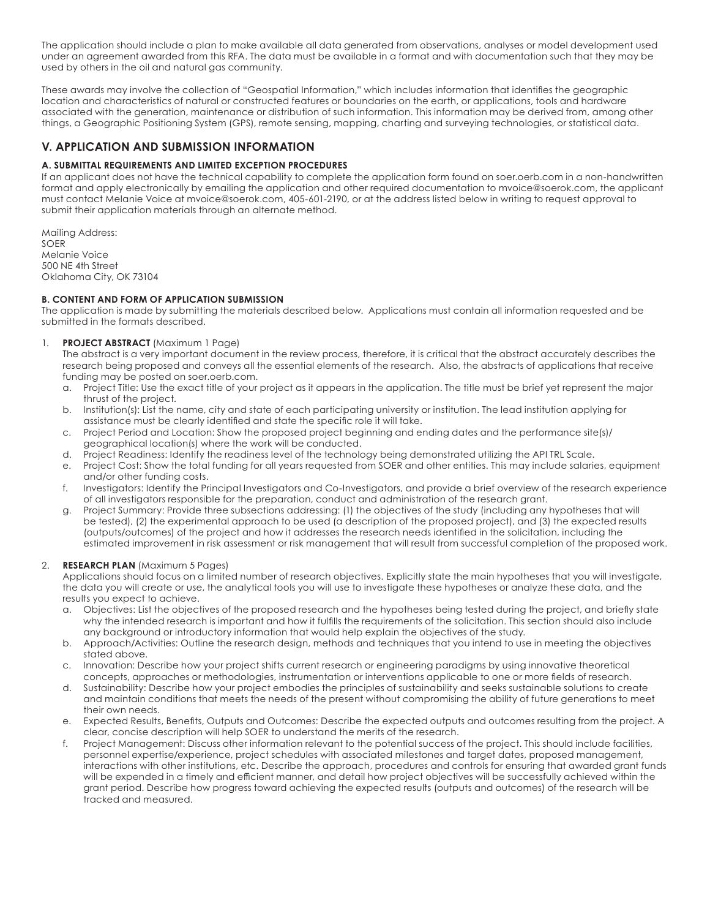The application should include a plan to make available all data generated from observations, analyses or model development used under an agreement awarded from this RFA. The data must be available in a format and with documentation such that they may be used by others in the oil and natural gas community.

These awards may involve the collection of "Geospatial Information," which includes information that identifies the geographic location and characteristics of natural or constructed features or boundaries on the earth, or applications, tools and hardware associated with the generation, maintenance or distribution of such information. This information may be derived from, among other things, a Geographic Positioning System (GPS), remote sensing, mapping, charting and surveying technologies, or statistical data.

## V. APPLICATION AND SUBMISSION INFORMATION

### A. SUBMITTAL REQUIREMENTS AND LIMITED EXCEPTION PROCEDURES

If an applicant does not have the technical capability to complete the application form found on soer.oerb.com in a non-handwritten format and apply electronically by emailing the application and other required documentation to mvoice@soerok.com, the applicant must contact Melanie Voice at mvoice@soerok.com, 405-601-2190, or at the address listed below in writing to request approval to submit their application materials through an alternate method.

Mailing Address:
SOER
Melanie Voice
500 NE 4th Street
Oklahoma City, OK 73104

### B. CONTENT AND FORM OF APPLICATION SUBMISSION

The application is made by submitting the materials described below. Applications must contain all information requested and be submitted in the formats described.

1. **PROJECT ABSTRACT** (Maximum 1 Page)
   The abstract is a very important document in the review process, therefore, it is critical that the abstract accurately describes the research being proposed and conveys all the essential elements of the research. Also, the abstracts of applications that receive funding may be posted on soer.oerb.com.
   a. Project Title: Use the exact title of your project as it appears in the application. The title must be brief yet represent the major thrust of the project.
   b. Institution(s): List the name, city and state of each participating university or institution. The lead institution applying for assistance must be clearly identified and state the specific role it will take.
   c. Project Period and Location: Show the proposed project beginning and ending dates and the performance site(s)/ geographical location(s) where the work will be conducted.
   d. Project Readiness: Identify the readiness level of the technology being demonstrated utilizing the API TRL Scale.
   e. Project Cost: Show the total funding for all years requested from SOER and other entities. This may include salaries, equipment and/or other funding costs.
   f. Investigators: Identify the Principal Investigators and Co-Investigators, and provide a brief overview of the research experience of all investigators responsible for the preparation, conduct and administration of the research grant.
   g. Project Summary: Provide three subsections addressing: (1) the objectives of the study (including any hypotheses that will be tested), (2) the experimental approach to be used (a description of the proposed project), and (3) the expected results (outputs/outcomes) of the project and how it addresses the research needs identified in the solicitation, including the estimated improvement in risk assessment or risk management that will result from successful completion of the proposed work.

2. **RESEARCH PLAN** (Maximum 5 Pages)
   Applications should focus on a limited number of research objectives. Explicitly state the main hypotheses that you will investigate, the data you will create or use, the analytical tools you will use to investigate these hypotheses or analyze these data, and the results you expect to achieve.
   a. Objectives: List the objectives of the proposed research and the hypotheses being tested during the project, and briefly state why the intended research is important and how it fulfills the requirements of the solicitation. This section should also include any background or introductory information that would help explain the objectives of the study.
   b. Approach/Activities: Outline the research design, methods and techniques that you intend to use in meeting the objectives stated above.
   c. Innovation: Describe how your project shifts current research or engineering paradigms by using innovative theoretical concepts, approaches or methodologies, instrumentation or interventions applicable to one or more fields of research.
   d. Sustainability: Describe how your project embodies the principles of sustainability and seeks sustainable solutions to create and maintain conditions that meets the needs of the present without compromising the ability of future generations to meet their own needs.
   e. Expected Results, Benefits, Outputs and Outcomes: Describe the expected outputs and outcomes resulting from the project. A clear, concise description will help SOER to understand the merits of the research.
   f. Project Management: Discuss other information relevant to the potential success of the project. This should include facilities, personnel expertise/experience, project schedules with associated milestones and target dates, proposed management, interactions with other institutions, etc. Describe the approach, procedures and controls for ensuring that awarded grant funds will be expended in a timely and efficient manner, and detail how project objectives will be successfully achieved within the grant period. Describe how progress toward achieving the expected results (outputs and outcomes) of the research will be tracked and measured.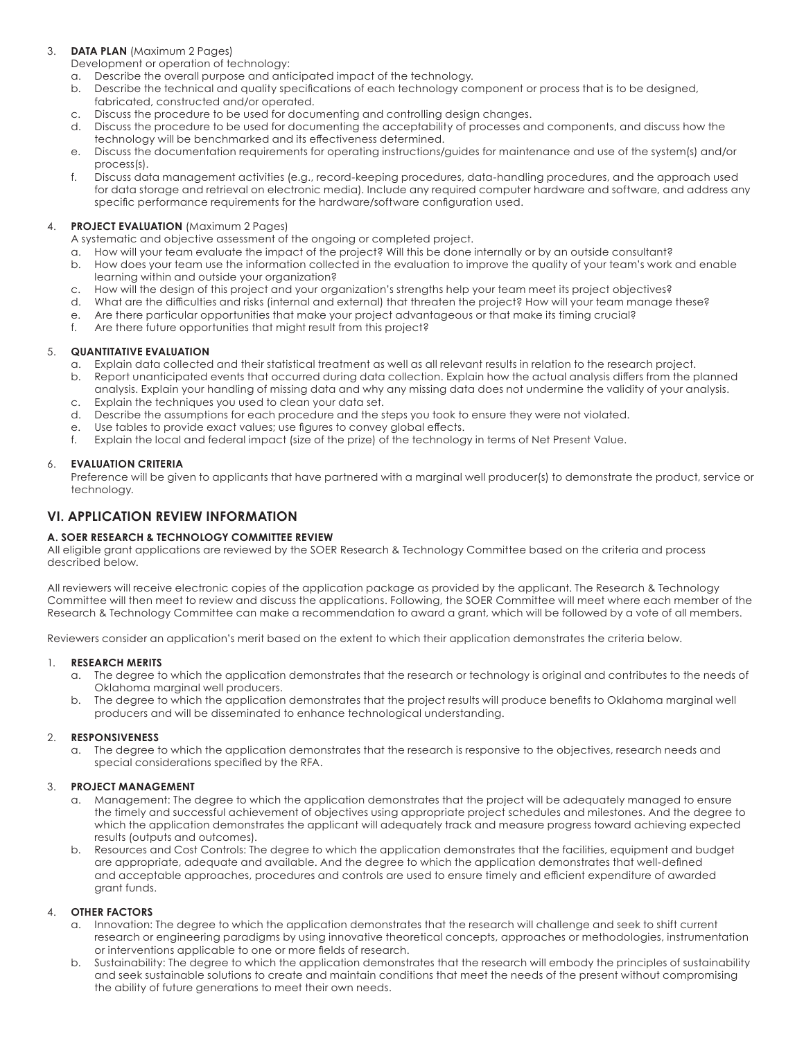3. **DATA PLAN** (Maximum 2 Pages)
   Development or operation of technology:
   a. Describe the overall purpose and anticipated impact of the technology.
   b. Describe the technical and quality specifications of each technology component or process that is to be designed, fabricated, constructed and/or operated.
   c. Discuss the procedure to be used for documenting and controlling design changes.
   d. Discuss the procedure to be used for documenting the acceptability of processes and components, and discuss how the technology will be benchmarked and its effectiveness determined.
   e. Discuss the documentation requirements for operating instructions/guides for maintenance and use of the system(s) and/or process(s).
   f. Discuss data management activities (e.g., record-keeping procedures, data-handling procedures, and the approach used for data storage and retrieval on electronic media). Include any required computer hardware and software, and address any specific performance requirements for the hardware/software configuration used.

4. **PROJECT EVALUATION** (Maximum 2 Pages)
   A systematic and objective assessment of the ongoing or completed project.
   a. How will your team evaluate the impact of the project? Will this be done internally or by an outside consultant?
   b. How does your team use the information collected in the evaluation to improve the quality of your team's work and enable learning within and outside your organization?
   c. How will the design of this project and your organization's strengths help your team meet its project objectives?
   d. What are the difficulties and risks (internal and external) that threaten the project? How will your team manage these?
   e. Are there particular opportunities that make your project advantageous or that make its timing crucial?
   f. Are there future opportunities that might result from this project?

5. **QUANTITATIVE EVALUATION**
   a. Explain data collected and their statistical treatment as well as all relevant results in relation to the research project.
   b. Report unanticipated events that occurred during data collection. Explain how the actual analysis differs from the planned analysis. Explain your handling of missing data and why any missing data does not undermine the validity of your analysis.
   c. Explain the techniques you used to clean your data set.
   d. Describe the assumptions for each procedure and the steps you took to ensure they were not violated.
   e. Use tables to provide exact values; use figures to convey global effects.
   f. Explain the local and federal impact (size of the prize) of the technology in terms of Net Present Value.

6. **EVALUATION CRITERIA**
   Preference will be given to applicants that have partnered with a marginal well producer(s) to demonstrate the product, service or technology.

## VI. APPLICATION REVIEW INFORMATION

### A. SOER RESEARCH & TECHNOLOGY COMMITTEE REVIEW

All eligible grant applications are reviewed by the SOER Research & Technology Committee based on the criteria and process described below.

All reviewers will receive electronic copies of the application package as provided by the applicant. The Research & Technology Committee will then meet to review and discuss the applications. Following, the SOER Committee will meet where each member of the Research & Technology Committee can make a recommendation to award a grant, which will be followed by a vote of all members.

Reviewers consider an application's merit based on the extent to which their application demonstrates the criteria below.

1. **RESEARCH MERITS**
   a. The degree to which the application demonstrates that the research or technology is original and contributes to the needs of Oklahoma marginal well producers.
   b. The degree to which the application demonstrates that the project results will produce benefits to Oklahoma marginal well producers and will be disseminated to enhance technological understanding.

2. **RESPONSIVENESS**
   a. The degree to which the application demonstrates that the research is responsive to the objectives, research needs and special considerations specified by the RFA.

3. **PROJECT MANAGEMENT**
   a. Management: The degree to which the application demonstrates that the project will be adequately managed to ensure the timely and successful achievement of objectives using appropriate project schedules and milestones. And the degree to which the application demonstrates the applicant will adequately track and measure progress toward achieving expected results (outputs and outcomes).
   b. Resources and Cost Controls: The degree to which the application demonstrates that the facilities, equipment and budget are appropriate, adequate and available. And the degree to which the application demonstrates that well-defined and acceptable approaches, procedures and controls are used to ensure timely and efficient expenditure of awarded grant funds.

4. **OTHER FACTORS**
   a. Innovation: The degree to which the application demonstrates that the research will challenge and seek to shift current research or engineering paradigms by using innovative theoretical concepts, approaches or methodologies, instrumentation or interventions applicable to one or more fields of research.
   b. Sustainability: The degree to which the application demonstrates that the research will embody the principles of sustainability and seek sustainable solutions to create and maintain conditions that meet the needs of the present without compromising the ability of future generations to meet their own needs.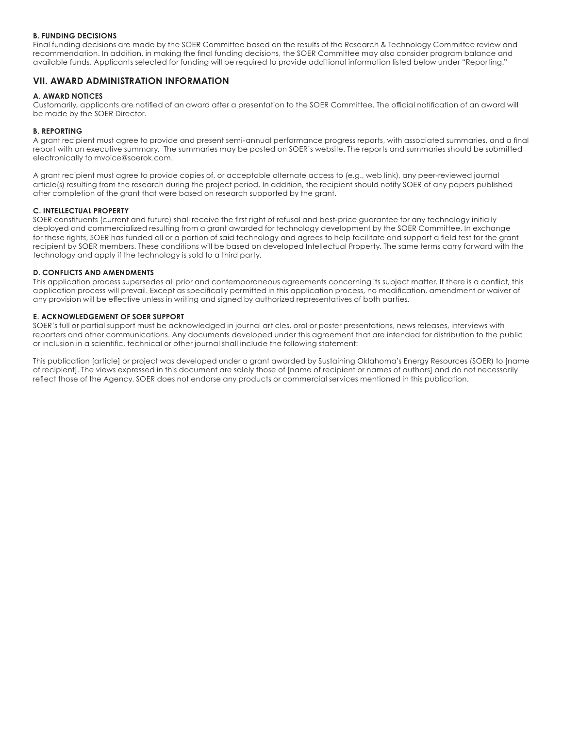#### B. FUNDING DECISIONS

Final funding decisions are made by the SOER Committee based on the results of the Research & Technology Committee review and recommendation. In addition, in making the final funding decisions, the SOER Committee may also consider program balance and available funds. Applicants selected for funding will be required to provide additional information listed below under "Reporting."

## VII. AWARD ADMINISTRATION INFORMATION

#### A. AWARD NOTICES

Customarily, applicants are notified of an award after a presentation to the SOER Committee. The official notification of an award will be made by the SOER Director.

#### B. REPORTING

A grant recipient must agree to provide and present semi-annual performance progress reports, with associated summaries, and a final report with an executive summary. The summaries may be posted on SOER's website. The reports and summaries should be submitted electronically to mvoice@soerok.com.

A grant recipient must agree to provide copies of, or acceptable alternate access to (e.g., web link), any peer-reviewed journal article(s) resulting from the research during the project period. In addition, the recipient should notify SOER of any papers published after completion of the grant that were based on research supported by the grant.

#### C. INTELLECTUAL PROPERTY

SOER constituents (current and future) shall receive the first right of refusal and best-price guarantee for any technology initially deployed and commercialized resulting from a grant awarded for technology development by the SOER Committee. In exchange for these rights, SOER has funded all or a portion of said technology and agrees to help facilitate and support a field test for the grant recipient by SOER members. These conditions will be based on developed Intellectual Property. The same terms carry forward with the technology and apply if the technology is sold to a third party.

#### D. CONFLICTS AND AMENDMENTS

This application process supersedes all prior and contemporaneous agreements concerning its subject matter. If there is a conflict, this application process will prevail. Except as specifically permitted in this application process, no modification, amendment or waiver of any provision will be effective unless in writing and signed by authorized representatives of both parties.

#### E. ACKNOWLEDGEMENT OF SOER SUPPORT

SOER's full or partial support must be acknowledged in journal articles, oral or poster presentations, news releases, interviews with reporters and other communications. Any documents developed under this agreement that are intended for distribution to the public or inclusion in a scientific, technical or other journal shall include the following statement:

This publication [article] or project was developed under a grant awarded by Sustaining Oklahoma's Energy Resources (SOER) to [name of recipient]. The views expressed in this document are solely those of [name of recipient or names of authors] and do not necessarily reflect those of the Agency. SOER does not endorse any products or commercial services mentioned in this publication.